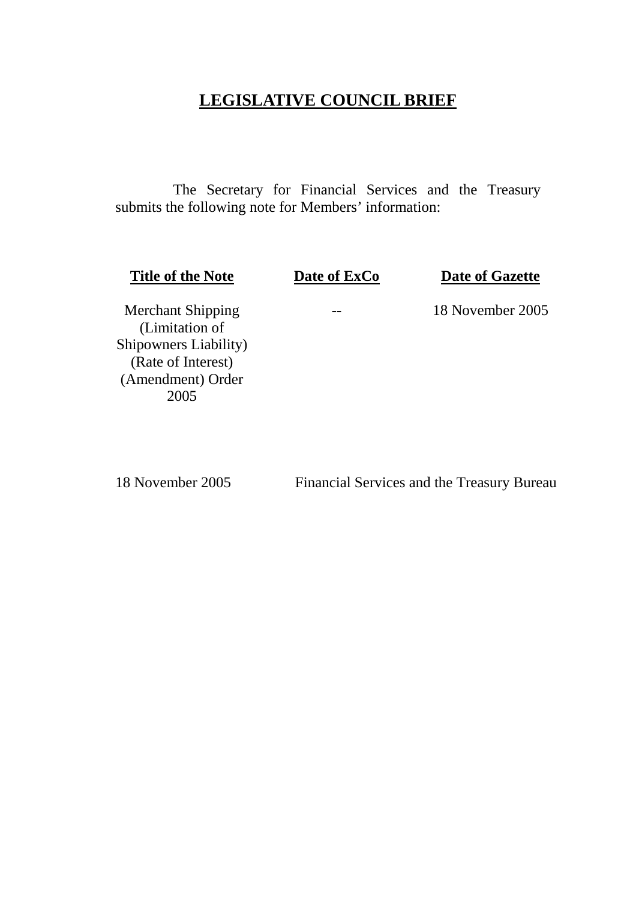# LEGISLATIVE COUNCIL BRIEF

The Secretary for Financial Services and the Treasury submits the following note for Members' information:

| Title of the Note | Date of ExCo | Date of Gazette |
|---|---|---|
| Merchant Shipping (Limitation of Shipowners Liability) (Rate of Interest) (Amendment) Order 2005 | -- | 18 November 2005 |

18 November 2005

Financial Services and the Treasury Bureau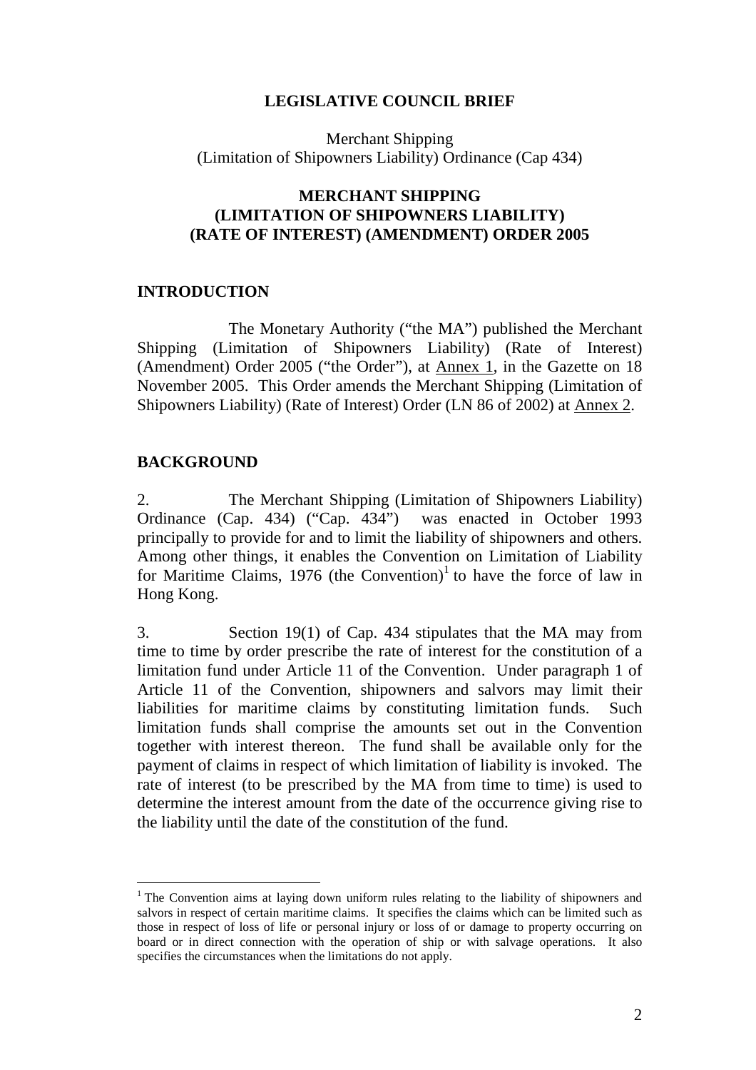**LEGISLATIVE COUNCIL BRIEF**

Merchant Shipping
(Limitation of Shipowners Liability) Ordinance (Cap 434)

**MERCHANT SHIPPING**
**(LIMITATION OF SHIPOWNERS LIABILITY)**
**(RATE OF INTEREST) (AMENDMENT) ORDER 2005**

## INTRODUCTION

The Monetary Authority ("the MA") published the Merchant Shipping (Limitation of Shipowners Liability) (Rate of Interest) (Amendment) Order 2005 ("the Order"), at Annex 1, in the Gazette on 18 November 2005. This Order amends the Merchant Shipping (Limitation of Shipowners Liability) (Rate of Interest) Order (LN 86 of 2002) at Annex 2.

## BACKGROUND

2. The Merchant Shipping (Limitation of Shipowners Liability) Ordinance (Cap. 434) ("Cap. 434") was enacted in October 1993 principally to provide for and to limit the liability of shipowners and others. Among other things, it enables the Convention on Limitation of Liability for Maritime Claims, 1976 (the Convention)[1] to have the force of law in Hong Kong.

3. Section 19(1) of Cap. 434 stipulates that the MA may from time to time by order prescribe the rate of interest for the constitution of a limitation fund under Article 11 of the Convention. Under paragraph 1 of Article 11 of the Convention, shipowners and salvors may limit their liabilities for maritime claims by constituting limitation funds. Such limitation funds shall comprise the amounts set out in the Convention together with interest thereon. The fund shall be available only for the payment of claims in respect of which limitation of liability is invoked. The rate of interest (to be prescribed by the MA from time to time) is used to determine the interest amount from the date of the occurrence giving rise to the liability until the date of the constitution of the fund.

[1] The Convention aims at laying down uniform rules relating to the liability of shipowners and salvors in respect of certain maritime claims. It specifies the claims which can be limited such as those in respect of loss of life or personal injury or loss of or damage to property occurring on board or in direct connection with the operation of ship or with salvage operations. It also specifies the circumstances when the limitations do not apply.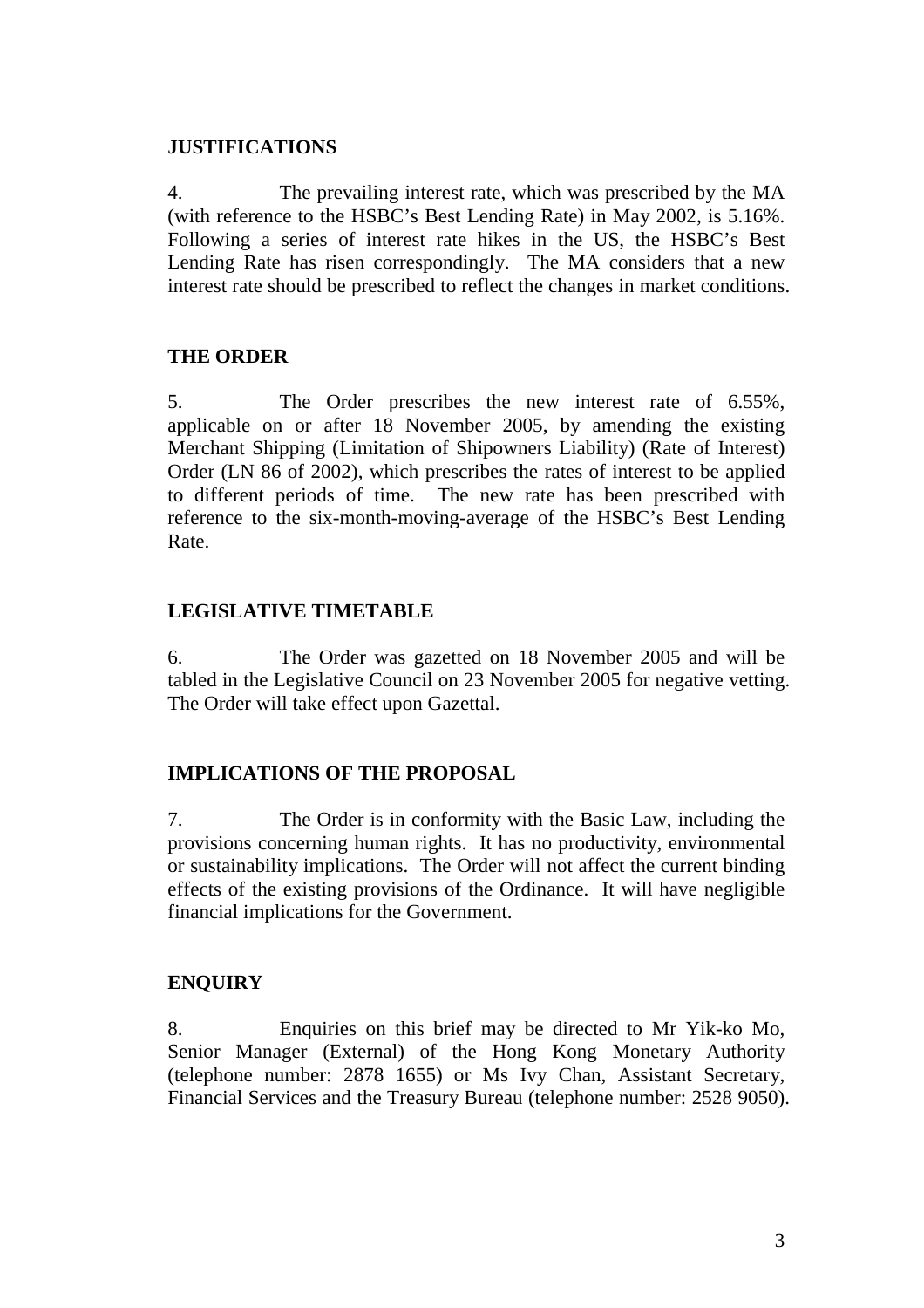## JUSTIFICATIONS

4. The prevailing interest rate, which was prescribed by the MA (with reference to the HSBC's Best Lending Rate) in May 2002, is 5.16%. Following a series of interest rate hikes in the US, the HSBC's Best Lending Rate has risen correspondingly. The MA considers that a new interest rate should be prescribed to reflect the changes in market conditions.

## THE ORDER

5. The Order prescribes the new interest rate of 6.55%, applicable on or after 18 November 2005, by amending the existing Merchant Shipping (Limitation of Shipowners Liability) (Rate of Interest) Order (LN 86 of 2002), which prescribes the rates of interest to be applied to different periods of time. The new rate has been prescribed with reference to the six-month-moving-average of the HSBC's Best Lending Rate.

## LEGISLATIVE TIMETABLE

6. The Order was gazetted on 18 November 2005 and will be tabled in the Legislative Council on 23 November 2005 for negative vetting. The Order will take effect upon Gazettal.

## IMPLICATIONS OF THE PROPOSAL

7. The Order is in conformity with the Basic Law, including the provisions concerning human rights. It has no productivity, environmental or sustainability implications. The Order will not affect the current binding effects of the existing provisions of the Ordinance. It will have negligible financial implications for the Government.

## ENQUIRY

8. Enquiries on this brief may be directed to Mr Yik-ko Mo, Senior Manager (External) of the Hong Kong Monetary Authority (telephone number: 2878 1655) or Ms Ivy Chan, Assistant Secretary, Financial Services and the Treasury Bureau (telephone number: 2528 9050).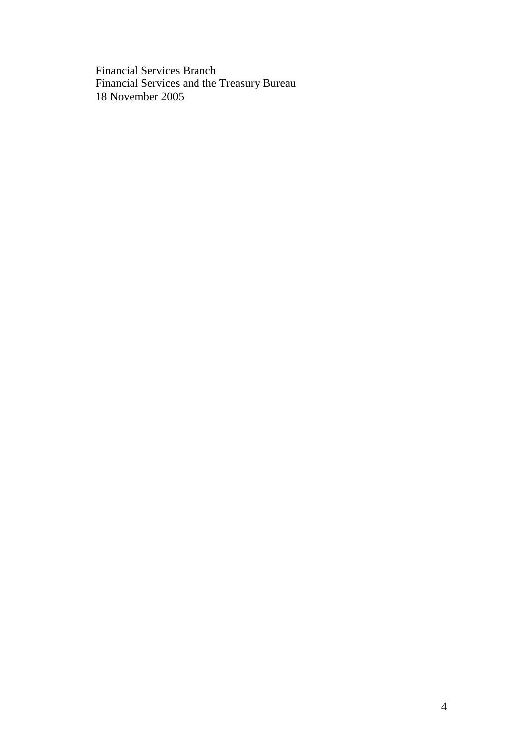Financial Services Branch
Financial Services and the Treasury Bureau
18 November 2005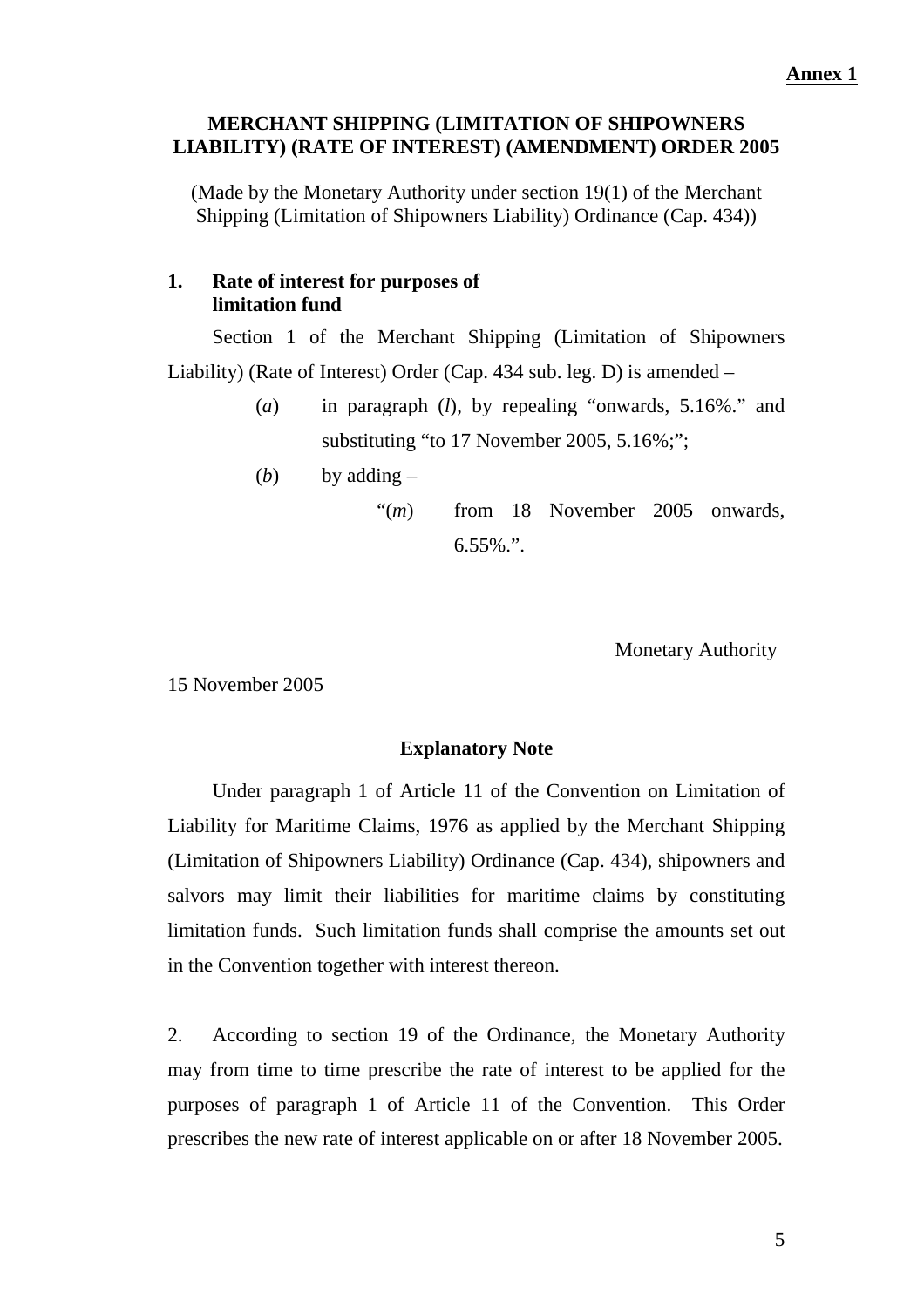**Annex 1**

## MERCHANT SHIPPING (LIMITATION OF SHIPOWNERS LIABILITY) (RATE OF INTEREST) (AMENDMENT) ORDER 2005

(Made by the Monetary Authority under section 19(1) of the Merchant Shipping (Limitation of Shipowners Liability) Ordinance (Cap. 434))

**1. Rate of interest for purposes of limitation fund**

Section 1 of the Merchant Shipping (Limitation of Shipowners Liability) (Rate of Interest) Order (Cap. 434 sub. leg. D) is amended –

(*a*) in paragraph (*l*), by repealing "onwards, 5.16%." and substituting "to 17 November 2005, 5.16%;";

(*b*) by adding –

"(*m*) from 18 November 2005 onwards, 6.55%.".

Monetary Authority

15 November 2005

### Explanatory Note

Under paragraph 1 of Article 11 of the Convention on Limitation of Liability for Maritime Claims, 1976 as applied by the Merchant Shipping (Limitation of Shipowners Liability) Ordinance (Cap. 434), shipowners and salvors may limit their liabilities for maritime claims by constituting limitation funds. Such limitation funds shall comprise the amounts set out in the Convention together with interest thereon.

2. According to section 19 of the Ordinance, the Monetary Authority may from time to time prescribe the rate of interest to be applied for the purposes of paragraph 1 of Article 11 of the Convention. This Order prescribes the new rate of interest applicable on or after 18 November 2005.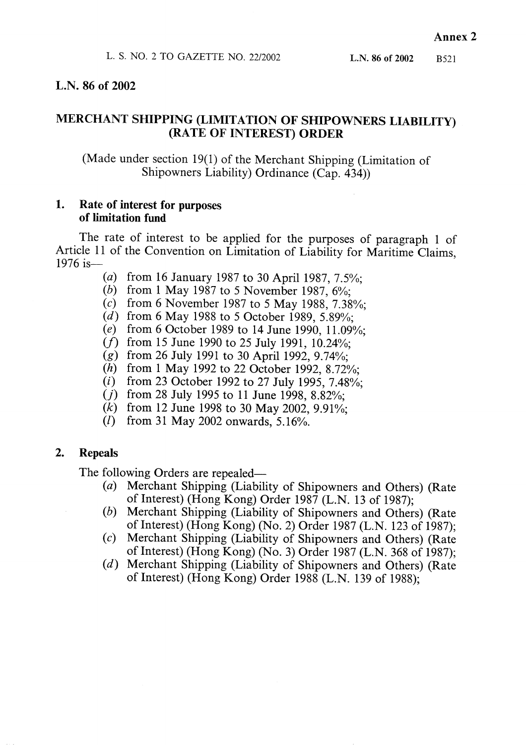Annex 2

L. S. NO. 2 TO GAZETTE NO. 22/2002

## L.N. 86 of 2002

# MERCHANT SHIPPING (LIMITATION OF SHIPOWNERS LIABILITY) (RATE OF INTEREST) ORDER

(Made under section 19(1) of the Merchant Shipping (Limitation of Shipowners Liability) Ordinance (Cap. 434))

### 1. Rate of interest for purposes of limitation fund

The rate of interest to be applied for the purposes of paragraph 1 of Article 11 of the Convention on Limitation of Liability for Maritime Claims, 1976 is—

(*a*) from 16 January 1987 to 30 April 1987, 7.5%;
(*b*) from 1 May 1987 to 5 November 1987, 6%;
(*c*) from 6 November 1987 to 5 May 1988, 7.38%;
(*d*) from 6 May 1988 to 5 October 1989, 5.89%;
(*e*) from 6 October 1989 to 14 June 1990, 11.09%;
(*f*) from 15 June 1990 to 25 July 1991, 10.24%;
(*g*) from 26 July 1991 to 30 April 1992, 9.74%;
(*h*) from 1 May 1992 to 22 October 1992, 8.72%;
(*i*) from 23 October 1992 to 27 July 1995, 7.48%;
(*j*) from 28 July 1995 to 11 June 1998, 8.82%;
(*k*) from 12 June 1998 to 30 May 2002, 9.91%;
(*l*) from 31 May 2002 onwards, 5.16%.

### 2. Repeals

The following Orders are repealed—

(*a*) Merchant Shipping (Liability of Shipowners and Others) (Rate of Interest) (Hong Kong) Order 1987 (L.N. 13 of 1987);
(*b*) Merchant Shipping (Liability of Shipowners and Others) (Rate of Interest) (Hong Kong) (No. 2) Order 1987 (L.N. 123 of 1987);
(*c*) Merchant Shipping (Liability of Shipowners and Others) (Rate of Interest) (Hong Kong) (No. 3) Order 1987 (L.N. 368 of 1987);
(*d*) Merchant Shipping (Liability of Shipowners and Others) (Rate of Interest) (Hong Kong) Order 1988 (L.N. 139 of 1988);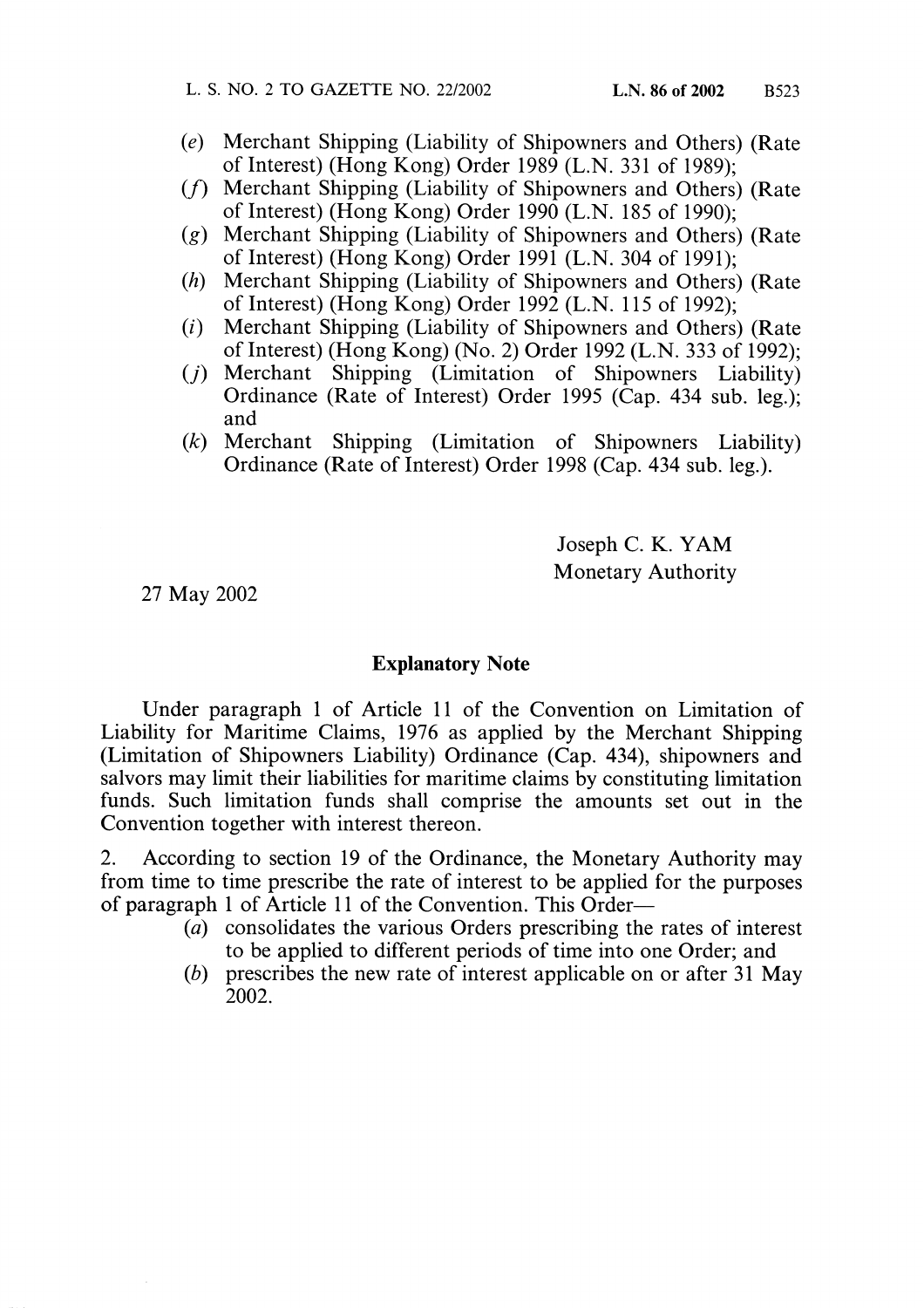(*e*) Merchant Shipping (Liability of Shipowners and Others) (Rate of Interest) (Hong Kong) Order 1989 (L.N. 331 of 1989);

(*f*) Merchant Shipping (Liability of Shipowners and Others) (Rate of Interest) (Hong Kong) Order 1990 (L.N. 185 of 1990);

(*g*) Merchant Shipping (Liability of Shipowners and Others) (Rate of Interest) (Hong Kong) Order 1991 (L.N. 304 of 1991);

(*h*) Merchant Shipping (Liability of Shipowners and Others) (Rate of Interest) (Hong Kong) Order 1992 (L.N. 115 of 1992);

(*i*) Merchant Shipping (Liability of Shipowners and Others) (Rate of Interest) (Hong Kong) (No. 2) Order 1992 (L.N. 333 of 1992);

(*j*) Merchant Shipping (Limitation of Shipowners Liability) Ordinance (Rate of Interest) Order 1995 (Cap. 434 sub. leg.); and

(*k*) Merchant Shipping (Limitation of Shipowners Liability) Ordinance (Rate of Interest) Order 1998 (Cap. 434 sub. leg.).

Joseph C. K. YAM
Monetary Authority

27 May 2002

**Explanatory Note**

Under paragraph 1 of Article 11 of the Convention on Limitation of Liability for Maritime Claims, 1976 as applied by the Merchant Shipping (Limitation of Shipowners Liability) Ordinance (Cap. 434), shipowners and salvors may limit their liabilities for maritime claims by constituting limitation funds. Such limitation funds shall comprise the amounts set out in the Convention together with interest thereon.

2. According to section 19 of the Ordinance, the Monetary Authority may from time to time prescribe the rate of interest to be applied for the purposes of paragraph 1 of Article 11 of the Convention. This Order—

(*a*) consolidates the various Orders prescribing the rates of interest to be applied to different periods of time into one Order; and

(*b*) prescribes the new rate of interest applicable on or after 31 May 2002.